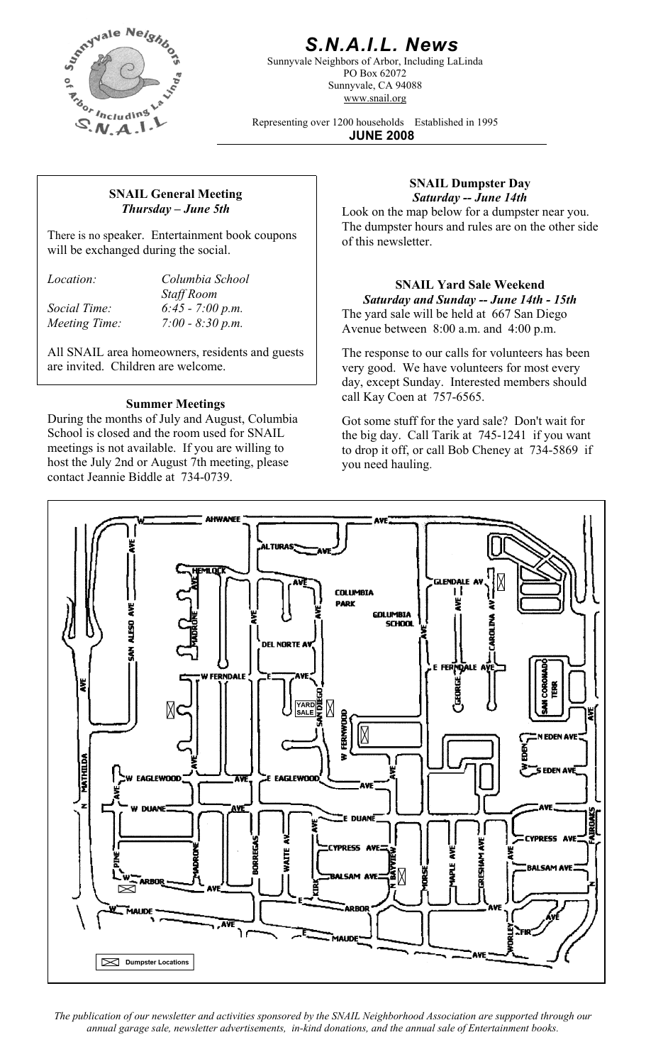# S.N.A.I.L. News

Sunnyvale Neighbors of Arbor, Including LaLinda
PO Box 62072
Sunnyvale, CA 94088
www.snail.org

Representing over 1200 households Established in 1995

**JUNE 2008**

---

### SNAIL General Meeting
***Thursday – June 5th***

There is no speaker. Entertainment book coupons will be exchanged during the social.

*Location:* *Columbia School Staff Room*
*Social Time:* *6:45 - 7:00 p.m.*
*Meeting Time:* *7:00 - 8:30 p.m.*

All SNAIL area homeowners, residents and guests are invited. Children are welcome.

### Summer Meetings

During the months of July and August, Columbia School is closed and the room used for SNAIL meetings is not available. If you are willing to host the July 2nd or August 7th meeting, please contact Jeannie Biddle at 734-0739.

### SNAIL Dumpster Day
***Saturday -- June 14th***

Look on the map below for a dumpster near you. The dumpster hours and rules are on the other side of this newsletter.

### SNAIL Yard Sale Weekend
***Saturday and Sunday -- June 14th - 15th***

The yard sale will be held at 667 San Diego Avenue between 8:00 a.m. and 4:00 p.m.

The response to our calls for volunteers has been very good. We have volunteers for most every day, except Sunday. Interested members should call Kay Coen at 757-6565.

Got some stuff for the yard sale? Don't wait for the big day. Call Tarik at 745-1241 if you want to drop it off, or call Bob Cheney at 734-5869 if you need hauling.

*The publication of our newsletter and activities sponsored by the SNAIL Neighborhood Association are supported through our annual garage sale, newsletter advertisements, in-kind donations, and the annual sale of Entertainment books.*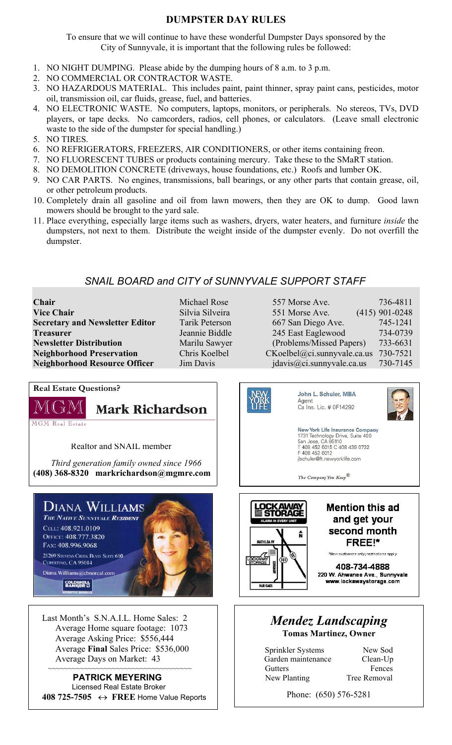## DUMPSTER DAY RULES

To ensure that we will continue to have these wonderful Dumpster Days sponsored by the City of Sunnyvale, it is important that the following rules be followed:

1. NO NIGHT DUMPING. Please abide by the dumping hours of 8 a.m. to 3 p.m.
2. NO COMMERCIAL OR CONTRACTOR WASTE.
3. NO HAZARDOUS MATERIAL. This includes paint, paint thinner, spray paint cans, pesticides, motor oil, transmission oil, car fluids, grease, fuel, and batteries.
4. NO ELECTRONIC WASTE. No computers, laptops, monitors, or peripherals. No stereos, TVs, DVD players, or tape decks. No camcorders, radios, cell phones, or calculators. (Leave small electronic waste to the side of the dumpster for special handling.)
5. NO TIRES.
6. NO REFRIGERATORS, FREEZERS, AIR CONDITIONERS, or other items containing freon.
7. NO FLUORESCENT TUBES or products containing mercury. Take these to the SMaRT station.
8. NO DEMOLITION CONCRETE (driveways, house foundations, etc.) Roofs and lumber OK.
9. NO CAR PARTS. No engines, transmissions, ball bearings, or any other parts that contain grease, oil, or other petroleum products.
10. Completely drain all gasoline and oil from lawn mowers, then they are OK to dump. Good lawn mowers should be brought to the yard sale.
11. Place everything, especially large items such as washers, dryers, water heaters, and furniture *inside* the dumpsters, not next to them. Distribute the weight inside of the dumpster evenly. Do not overfill the dumpster.

### *SNAIL BOARD and CITY of SUNNYVALE SUPPORT STAFF*

| | | | |
|---|---|---|---|
| **Chair** | Michael Rose | 557 Morse Ave. | 736-4811 |
| **Vice Chair** | Silvia Silveira | 551 Morse Ave. | (415) 901-0248 |
| **Secretary and Newsletter Editor** | Tarik Peterson | 667 San Diego Ave. | 745-1241 |
| **Treasurer** | Jeannie Biddle | 245 East Eaglewood | 734-0739 |
| **Newsletter Distribution** | Marilu Sawyer | (Problems/Missed Papers) | 733-6631 |
| **Neighborhood Preservation** | Chris Koelbel | CKoelbel@ci.sunnyvale.ca.us | 730-7521 |
| **Neighborhood Resource Officer** | Jim Davis | jdavis@ci.sunnyvale.ca.us | 730-7145 |

**Real Estate Questions?**

MGM **Mark Richardson**

MGM Real Estate

Realtor and SNAIL member

*Third generation family owned since 1966*

**(408) 368-8320 markrichardson@mgmre.com**

NEW YORK LIFE

John L. Schuler, MBA
Agent
Ca Ins. Lic. # 0F14292

New York Life Insurance Company
1731 Technology Drive, Suite 400
San Jose, CA 95110
T 408 452 6015 C 408 439 0732
F 408 452 6012
jlschuler@ft.newyorklife.com

*The Company You Keep®*

DIANA WILLIAMS
*THE NATIVE SUNNYVALE RESIDENT*
CELL: 408.921.0109
OFFICE: 408.777.3820
FAX: 408.996.9068
21269 STEVENS CREEK BLVD. SUITE 610
CUPERTINO, CA 95014
Diana.Williams@cbnorcal.com
COLDWELL BANKER

LOCKAWAY STORAGE
ALARM IN EVERY UNIT

MATHILDA AV, LOCKAWAY STORAGE, 101, AHWANEE, FAIR OAKS, N

**Mention this ad and get your second month FREE!\***

\*New customers only; restrictions apply.

**408-734-4888**
**220 W. Ahwanee Ave., Sunnyvale**
**www.lockawaystorage.com**

Last Month's S.N.A.I.L. Home Sales: 2
Average Home square footage: 1073
Average Asking Price: $556,444
Average **Final** Sales Price: $536,000
Average Days on Market: 43

**PATRICK MEYERING**
Licensed Real Estate Broker
**408 725-7505** ↔ **FREE** Home Value Reports

## *Mendez Landscaping*

**Tomas Martinez, Owner**

| | |
|---|---|
| Sprinkler Systems | New Sod |
| Garden maintenance | Clean-Up |
| Gutters | Fences |
| New Planting | Tree Removal |

Phone: (650) 576-5281